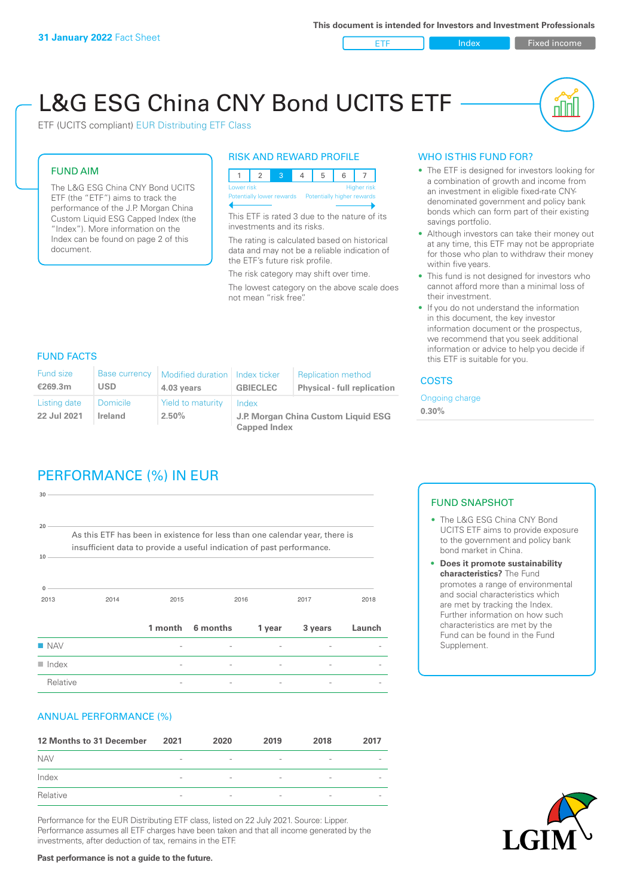**31 January 2022** Fact Sheet

This document is intended for Investors and Investment Professionals

ETF | Index | Fixed income

# L&G ESG China CNY Bond UCITS ETF

ETF (UCITS compliant) EUR Distributing ETF Class

## FUND AIM

The L&G ESG China CNY Bond UCITS ETF (the "ETF") aims to track the performance of the J.P. Morgan China Custom Liquid ESG Capped Index (the "Index"). More information on the Index can be found on page 2 of this document.

## RISK AND REWARD PROFILE

| 1 | 2 | 3 | 4 | 5 | 6 | 7 |
|---|---|---|---|---|---|---|

Lower risk — Higher risk
Potentially lower rewards — Potentially higher rewards

This ETF is rated 3 due to the nature of its investments and its risks.

The rating is calculated based on historical data and may not be a reliable indication of the ETF's future risk profile.

The risk category may shift over time.

The lowest category on the above scale does not mean "risk free".

## WHO IS THIS FUND FOR?

- The ETF is designed for investors looking for a combination of growth and income from an investment in eligible fixed-rate CNY-denominated government and policy bank bonds which can form part of their existing savings portfolio.
- Although investors can take their money out at any time, this ETF may not be appropriate for those who plan to withdraw their money within five years.
- This fund is not designed for investors who cannot afford more than a minimal loss of their investment.
- If you do not understand the information in this document, the key investor information document or the prospectus, we recommend that you seek additional information or advice to help you decide if this ETF is suitable for you.

## FUND FACTS

| Fund size | Base currency | Modified duration | Index ticker | Replication method |
|---|---|---|---|---|
| €269.3m | USD | 4.03 years | GBIECLEC | Physical - full replication |
| **Listing date** | **Domicile** | **Yield to maturity** | **Index** | |
| 22 Jul 2021 | Ireland | 2.50% | J.P. Morgan China Custom Liquid ESG Capped Index | |

## COSTS

Ongoing charge
**0.30%**

## PERFORMANCE (%) IN EUR

As this ETF has been in existence for less than one calendar year, there is insufficient data to provide a useful indication of past performance.

| | 1 month | 6 months | 1 year | 3 years | Launch |
|---|---|---|---|---|---|
| NAV | - | - | - | - | - |
| Index | - | - | - | - | - |
| Relative | - | - | - | - | - |

## FUND SNAPSHOT

- The L&G ESG China CNY Bond UCITS ETF aims to provide exposure to the government and policy bank bond market in China.
- **Does it promote sustainability characteristics?** The Fund promotes a range of environmental and social characteristics which are met by tracking the Index. Further information on how such characteristics are met by the Fund can be found in the Fund Supplement.

## ANNUAL PERFORMANCE (%)

| 12 Months to 31 December | 2021 | 2020 | 2019 | 2018 | 2017 |
|---|---|---|---|---|---|
| NAV | - | - | - | - | - |
| Index | - | - | - | - | - |
| Relative | - | - | - | - | - |

Performance for the EUR Distributing ETF class, listed on 22 July 2021. Source: Lipper. Performance assumes all ETF charges have been taken and that all income generated by the investments, after deduction of tax, remains in the ETF.

**Past performance is not a guide to the future.**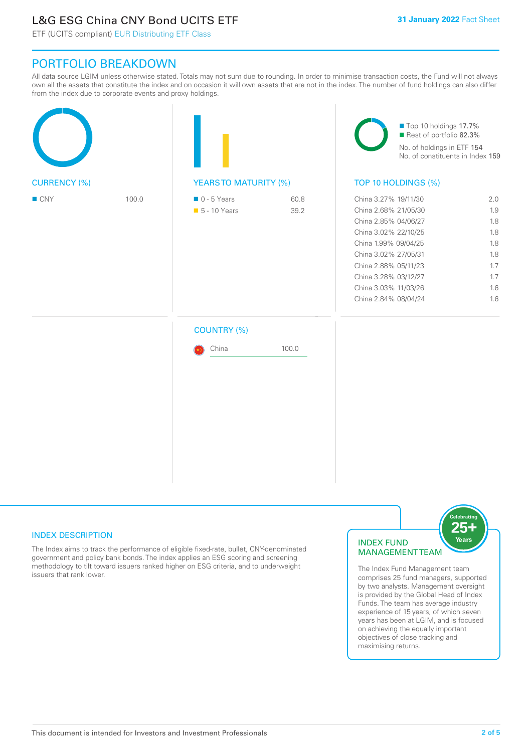# L&G ESG China CNY Bond UCITS ETF

ETF (UCITS compliant) EUR Distributing ETF Class

**31 January 2022** Fact Sheet

## PORTFOLIO BREAKDOWN

All data source LGIM unless otherwise stated. Totals may not sum due to rounding. In order to minimise transaction costs, the Fund will not always own all the assets that constitute the index and on occasion it will own assets that are not in the index. The number of fund holdings can also differ from the index due to corporate events and proxy holdings.

### CURRENCY (%)

| Currency | % |
|---|---|
| CNY | 100.0 |

### YEARS TO MATURITY (%)

| Years to Maturity | % |
|---|---|
| 0 - 5 Years | 60.8 |
| 5 - 10 Years | 39.2 |

- Top 10 holdings 17.7%
- Rest of portfolio 82.3%

No. of holdings in ETF 154

No. of constituents in Index 159

### TOP 10 HOLDINGS (%)

| Holding | % |
|---|---|
| China 3.27% 19/11/30 | 2.0 |
| China 2.68% 21/05/30 | 1.9 |
| China 2.85% 04/06/27 | 1.8 |
| China 3.02% 22/10/25 | 1.8 |
| China 1.99% 09/04/25 | 1.8 |
| China 3.02% 27/05/31 | 1.8 |
| China 2.88% 05/11/23 | 1.7 |
| China 3.28% 03/12/27 | 1.7 |
| China 3.03% 11/03/26 | 1.6 |
| China 2.84% 08/04/24 | 1.6 |

### COUNTRY (%)

| Country | % |
|---|---|
| China | 100.0 |

## INDEX DESCRIPTION

The Index aims to track the performance of eligible fixed-rate, bullet, CNY-denominated government and policy bank bonds. The index applies an ESG scoring and screening methodology to tilt toward issuers ranked higher on ESG criteria, and to underweight issuers that rank lower.

## INDEX FUND MANAGEMENT TEAM

Celebrating 25+ Years

The Index Fund Management team comprises 25 fund managers, supported by two analysts. Management oversight is provided by the Global Head of Index Funds. The team has average industry experience of 15 years, of which seven years has been at LGIM, and is focused on achieving the equally important objectives of close tracking and maximising returns.

This document is intended for Investors and Investment Professionals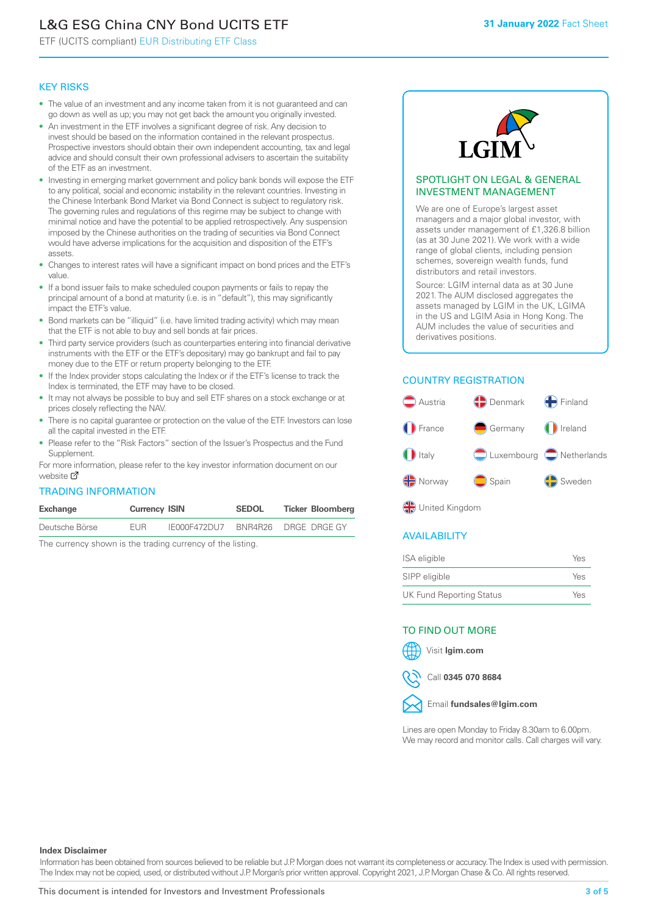# L&G ESG China CNY Bond UCITS ETF

ETF (UCITS compliant) EUR Distributing ETF Class

**31 January 2022** Fact Sheet

## KEY RISKS

- The value of an investment and any income taken from it is not guaranteed and can go down as well as up; you may not get back the amount you originally invested.
- An investment in the ETF involves a significant degree of risk. Any decision to invest should be based on the information contained in the relevant prospectus. Prospective investors should obtain their own independent accounting, tax and legal advice and should consult their own professional advisers to ascertain the suitability of the ETF as an investment.
- Investing in emerging market government and policy bank bonds will expose the ETF to any political, social and economic instability in the relevant countries. Investing in the Chinese Interbank Bond Market via Bond Connect is subject to regulatory risk. The governing rules and regulations of this regime may be subject to change with minimal notice and have the potential to be applied retrospectively. Any suspension imposed by the Chinese authorities on the trading of securities via Bond Connect would have adverse implications for the acquisition and disposition of the ETF's assets.
- Changes to interest rates will have a significant impact on bond prices and the ETF's value.
- If a bond issuer fails to make scheduled coupon payments or fails to repay the principal amount of a bond at maturity (i.e. is in "default"), this may significantly impact the ETF's value.
- Bond markets can be "illiquid" (i.e. have limited trading activity) which may mean that the ETF is not able to buy and sell bonds at fair prices.
- Third party service providers (such as counterparties entering into financial derivative instruments with the ETF or the ETF's depositary) may go bankrupt and fail to pay money due to the ETF or return property belonging to the ETF.
- If the Index provider stops calculating the Index or if the ETF's license to track the Index is terminated, the ETF may have to be closed.
- It may not always be possible to buy and sell ETF shares on a stock exchange or at prices closely reflecting the NAV.
- There is no capital guarantee or protection on the value of the ETF. Investors can lose all the capital invested in the ETF.
- Please refer to the "Risk Factors" section of the Issuer's Prospectus and the Fund Supplement.

For more information, please refer to the key investor information document on our website

## TRADING INFORMATION

| Exchange | Currency | ISIN | SEDOL | Ticker | Bloomberg |
|---|---|---|---|---|---|
| Deutsche Börse | EUR | IE000F472DU7 | BNR4R26 | DRGE | DRGE GY |

The currency shown is the trading currency of the listing.

## SPOTLIGHT ON LEGAL & GENERAL INVESTMENT MANAGEMENT

We are one of Europe's largest asset managers and a major global investor, with assets under management of £1,326.8 billion (as at 30 June 2021). We work with a wide range of global clients, including pension schemes, sovereign wealth funds, fund distributors and retail investors.

Source: LGIM internal data as at 30 June 2021. The AUM disclosed aggregates the assets managed by LGIM in the UK, LGIMA in the US and LGIM Asia in Hong Kong. The AUM includes the value of securities and derivatives positions.

## COUNTRY REGISTRATION

Austria, Denmark, Finland, France, Germany, Ireland, Italy, Luxembourg, Netherlands, Norway, Spain, Sweden, United Kingdom

## AVAILABILITY

| | |
|---|---|
| ISA eligible | Yes |
| SIPP eligible | Yes |
| UK Fund Reporting Status | Yes |

## TO FIND OUT MORE

Visit **lgim.com**

Call **0345 070 8684**

Email **fundsales@lgim.com**

Lines are open Monday to Friday 8.30am to 6.00pm. We may record and monitor calls. Call charges will vary.

**Index Disclaimer**

Information has been obtained from sources believed to be reliable but J.P. Morgan does not warrant its completeness or accuracy. The Index is used with permission. The Index may not be copied, used, or distributed without J.P. Morgan's prior written approval. Copyright 2021, J.P. Morgan Chase & Co. All rights reserved.

This document is intended for Investors and Investment Professionals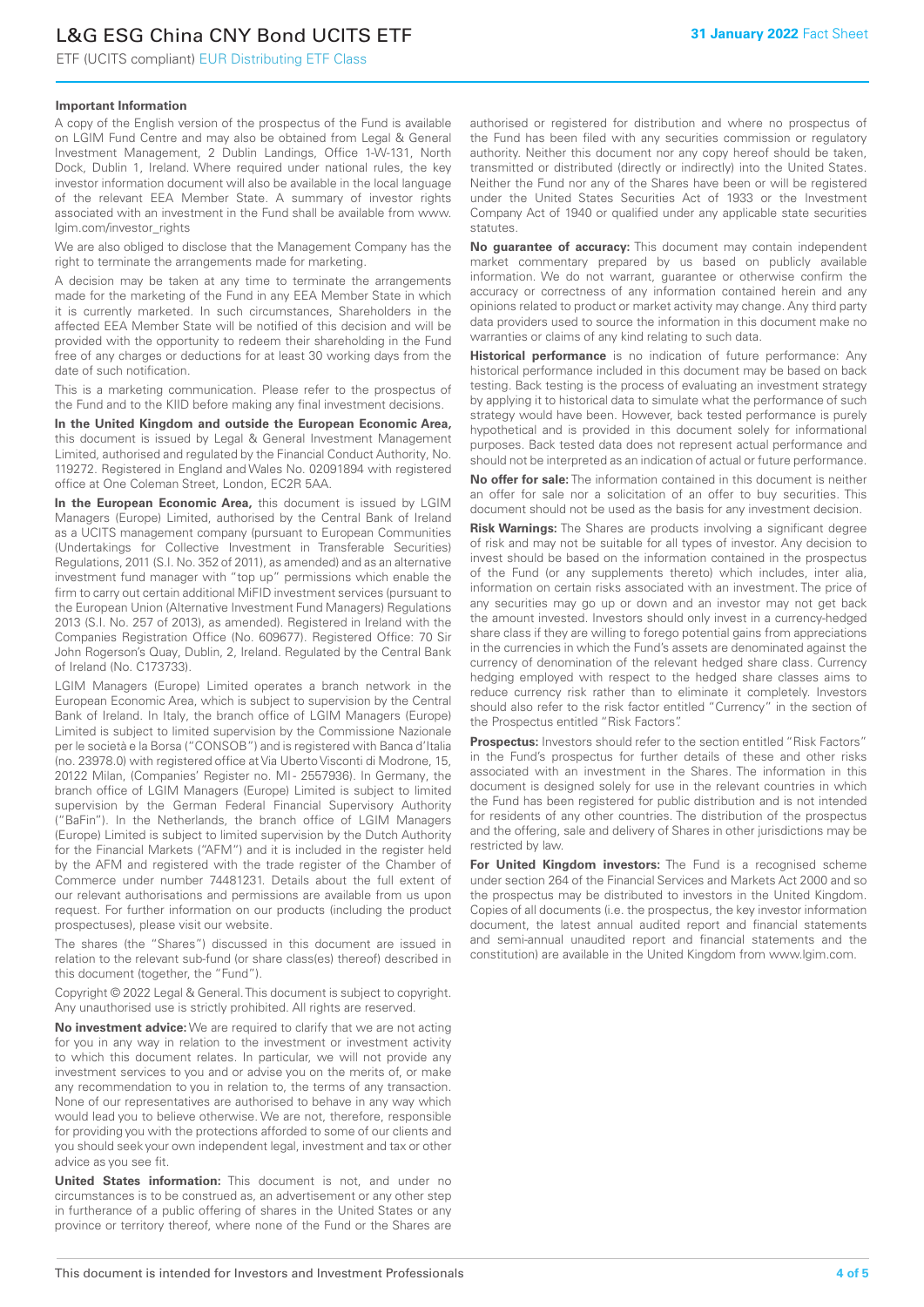### Important Information

A copy of the English version of the prospectus of the Fund is available on LGIM Fund Centre and may also be obtained from Legal & General Investment Management, 2 Dublin Landings, Office 1-W-131, North Dock, Dublin 1, Ireland. Where required under national rules, the key investor information document will also be available in the local language of the relevant EEA Member State. A summary of investor rights associated with an investment in the Fund shall be available from www.lgim.com/investor_rights

We are also obliged to disclose that the Management Company has the right to terminate the arrangements made for marketing.

A decision may be taken at any time to terminate the arrangements made for the marketing of the Fund in any EEA Member State in which it is currently marketed. In such circumstances, Shareholders in the affected EEA Member State will be notified of this decision and will be provided with the opportunity to redeem their shareholding in the Fund free of any charges or deductions for at least 30 working days from the date of such notification.

This is a marketing communication. Please refer to the prospectus of the Fund and to the KIID before making any final investment decisions.

**In the United Kingdom and outside the European Economic Area,** this document is issued by Legal & General Investment Management Limited, authorised and regulated by the Financial Conduct Authority, No. 119272. Registered in England and Wales No. 02091894 with registered office at One Coleman Street, London, EC2R 5AA.

**In the European Economic Area,** this document is issued by LGIM Managers (Europe) Limited, authorised by the Central Bank of Ireland as a UCITS management company (pursuant to European Communities (Undertakings for Collective Investment in Transferable Securities) Regulations, 2011 (S.I. No. 352 of 2011), as amended) and as an alternative investment fund manager with "top up" permissions which enable the firm to carry out certain additional MiFID investment services (pursuant to the European Union (Alternative Investment Fund Managers) Regulations 2013 (S.I. No. 257 of 2013), as amended). Registered in Ireland with the Companies Registration Office (No. 609677). Registered Office: 70 Sir John Rogerson's Quay, Dublin, 2, Ireland. Regulated by the Central Bank of Ireland (No. C173733).

LGIM Managers (Europe) Limited operates a branch network in the European Economic Area, which is subject to supervision by the Central Bank of Ireland. In Italy, the branch office of LGIM Managers (Europe) Limited is subject to limited supervision by the Commissione Nazionale per le società e la Borsa ("CONSOB") and is registered with Banca d'Italia (no. 23978.0) with registered office at Via Uberto Visconti di Modrone, 15, 20122 Milan, (Companies' Register no. MI - 2557936). In Germany, the branch office of LGIM Managers (Europe) Limited is subject to limited supervision by the German Federal Financial Supervisory Authority ("BaFin"). In the Netherlands, the branch office of LGIM Managers (Europe) Limited is subject to limited supervision by the Dutch Authority for the Financial Markets ("AFM") and it is included in the register held by the AFM and registered with the trade register of the Chamber of Commerce under number 74481231. Details about the full extent of our relevant authorisations and permissions are available from us upon request. For further information on our products (including the product prospectuses), please visit our website.

The shares (the "Shares") discussed in this document are issued in relation to the relevant sub-fund (or share class(es) thereof) described in this document (together, the "Fund").

Copyright © 2022 Legal & General. This document is subject to copyright. Any unauthorised use is strictly prohibited. All rights are reserved.

**No investment advice:** We are required to clarify that we are not acting for you in any way in relation to the investment or investment activity to which this document relates. In particular, we will not provide any investment services to you and or advise you on the merits of, or make any recommendation to you in relation to, the terms of any transaction. None of our representatives are authorised to behave in any way which would lead you to believe otherwise. We are not, therefore, responsible for providing you with the protections afforded to some of our clients and you should seek your own independent legal, investment and tax or other advice as you see fit.

**United States information:** This document is not, and under no circumstances is to be construed as, an advertisement or any other step in furtherance of a public offering of shares in the United States or any province or territory thereof, where none of the Fund or the Shares are authorised or registered for distribution and where no prospectus of the Fund has been filed with any securities commission or regulatory authority. Neither this document nor any copy hereof should be taken, transmitted or distributed (directly or indirectly) into the United States. Neither the Fund nor any of the Shares have been or will be registered under the United States Securities Act of 1933 or the Investment Company Act of 1940 or qualified under any applicable state securities statutes.

**No guarantee of accuracy:** This document may contain independent market commentary prepared by us based on publicly available information. We do not warrant, guarantee or otherwise confirm the accuracy or correctness of any information contained herein and any opinions related to product or market activity may change. Any third party data providers used to source the information in this document make no warranties or claims of any kind relating to such data.

**Historical performance** is no indication of future performance: Any historical performance included in this document may be based on back testing. Back testing is the process of evaluating an investment strategy by applying it to historical data to simulate what the performance of such strategy would have been. However, back tested performance is purely hypothetical and is provided in this document solely for informational purposes. Back tested data does not represent actual performance and should not be interpreted as an indication of actual or future performance.

**No offer for sale:** The information contained in this document is neither an offer for sale nor a solicitation of an offer to buy securities. This document should not be used as the basis for any investment decision.

**Risk Warnings:** The Shares are products involving a significant degree of risk and may not be suitable for all types of investor. Any decision to invest should be based on the information contained in the prospectus of the Fund (or any supplements thereto) which includes, inter alia, information on certain risks associated with an investment. The price of any securities may go up or down and an investor may not get back the amount invested. Investors should only invest in a currency-hedged share class if they are willing to forego potential gains from appreciations in the currencies in which the Fund's assets are denominated against the currency of denomination of the relevant hedged share class. Currency hedging employed with respect to the hedged share classes aims to reduce currency risk rather than to eliminate it completely. Investors should also refer to the risk factor entitled "Currency" in the section of the Prospectus entitled "Risk Factors".

**Prospectus:** Investors should refer to the section entitled "Risk Factors" in the Fund's prospectus for further details of these and other risks associated with an investment in the Shares. The information in this document is designed solely for use in the relevant countries in which the Fund has been registered for public distribution and is not intended for residents of any other countries. The distribution of the prospectus and the offering, sale and delivery of Shares in other jurisdictions may be restricted by law.

**For United Kingdom investors:** The Fund is a recognised scheme under section 264 of the Financial Services and Markets Act 2000 and so the prospectus may be distributed to investors in the United Kingdom. Copies of all documents (i.e. the prospectus, the key investor information document, the latest annual audited report and financial statements and semi-annual unaudited report and financial statements and the constitution) are available in the United Kingdom from www.lgim.com.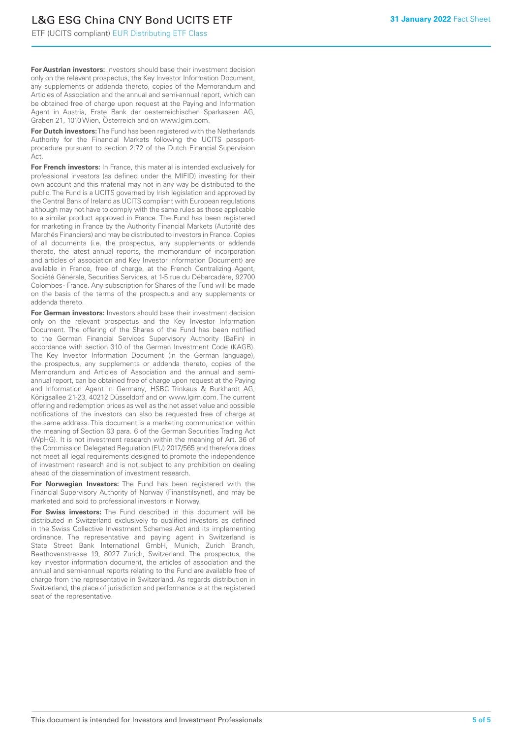**For Austrian investors:** Investors should base their investment decision only on the relevant prospectus, the Key Investor Information Document, any supplements or addenda thereto, copies of the Memorandum and Articles of Association and the annual and semi-annual report, which can be obtained free of charge upon request at the Paying and Information Agent in Austria, Erste Bank der oesterreichischen Sparkassen AG, Graben 21, 1010 Wien, Österreich and on www.lgim.com.

**For Dutch investors:** The Fund has been registered with the Netherlands Authority for the Financial Markets following the UCITS passport-procedure pursuant to section 2:72 of the Dutch Financial Supervision Act.

**For French investors:** In France, this material is intended exclusively for professional investors (as defined under the MIFID) investing for their own account and this material may not in any way be distributed to the public. The Fund is a UCITS governed by Irish legislation and approved by the Central Bank of Ireland as UCITS compliant with European regulations although may not have to comply with the same rules as those applicable to a similar product approved in France. The Fund has been registered for marketing in France by the Authority Financial Markets (Autorité des Marchés Financiers) and may be distributed to investors in France. Copies of all documents (i.e. the prospectus, any supplements or addenda thereto, the latest annual reports, the memorandum of incorporation and articles of association and Key Investor Information Document) are available in France, free of charge, at the French Centralizing Agent, Société Générale, Securities Services, at 1-5 rue du Débarcadère, 92700 Colombes- France. Any subscription for Shares of the Fund will be made on the basis of the terms of the prospectus and any supplements or addenda thereto.

**For German investors:** Investors should base their investment decision only on the relevant prospectus and the Key Investor Information Document. The offering of the Shares of the Fund has been notified to the German Financial Services Supervisory Authority (BaFin) in accordance with section 310 of the German Investment Code (KAGB). The Key Investor Information Document (in the German language), the prospectus, any supplements or addenda thereto, copies of the Memorandum and Articles of Association and the annual and semi-annual report, can be obtained free of charge upon request at the Paying and Information Agent in Germany, HSBC Trinkaus & Burkhardt AG, Königsallee 21-23, 40212 Düsseldorf and on www.lgim.com. The current offering and redemption prices as well as the net asset value and possible notifications of the investors can also be requested free of charge at the same address. This document is a marketing communication within the meaning of Section 63 para. 6 of the German Securities Trading Act (WpHG). It is not investment research within the meaning of Art. 36 of the Commission Delegated Regulation (EU) 2017/565 and therefore does not meet all legal requirements designed to promote the independence of investment research and is not subject to any prohibition on dealing ahead of the dissemination of investment research.

**For Norwegian Investors:** The Fund has been registered with the Financial Supervisory Authority of Norway (Finanstilsynet), and may be marketed and sold to professional investors in Norway.

**For Swiss investors:** The Fund described in this document will be distributed in Switzerland exclusively to qualified investors as defined in the Swiss Collective Investment Schemes Act and its implementing ordinance. The representative and paying agent in Switzerland is State Street Bank International GmbH, Munich, Zurich Branch, Beethovenstrasse 19, 8027 Zurich, Switzerland. The prospectus, the key investor information document, the articles of association and the annual and semi-annual reports relating to the Fund are available free of charge from the representative in Switzerland. As regards distribution in Switzerland, the place of jurisdiction and performance is at the registered seat of the representative.